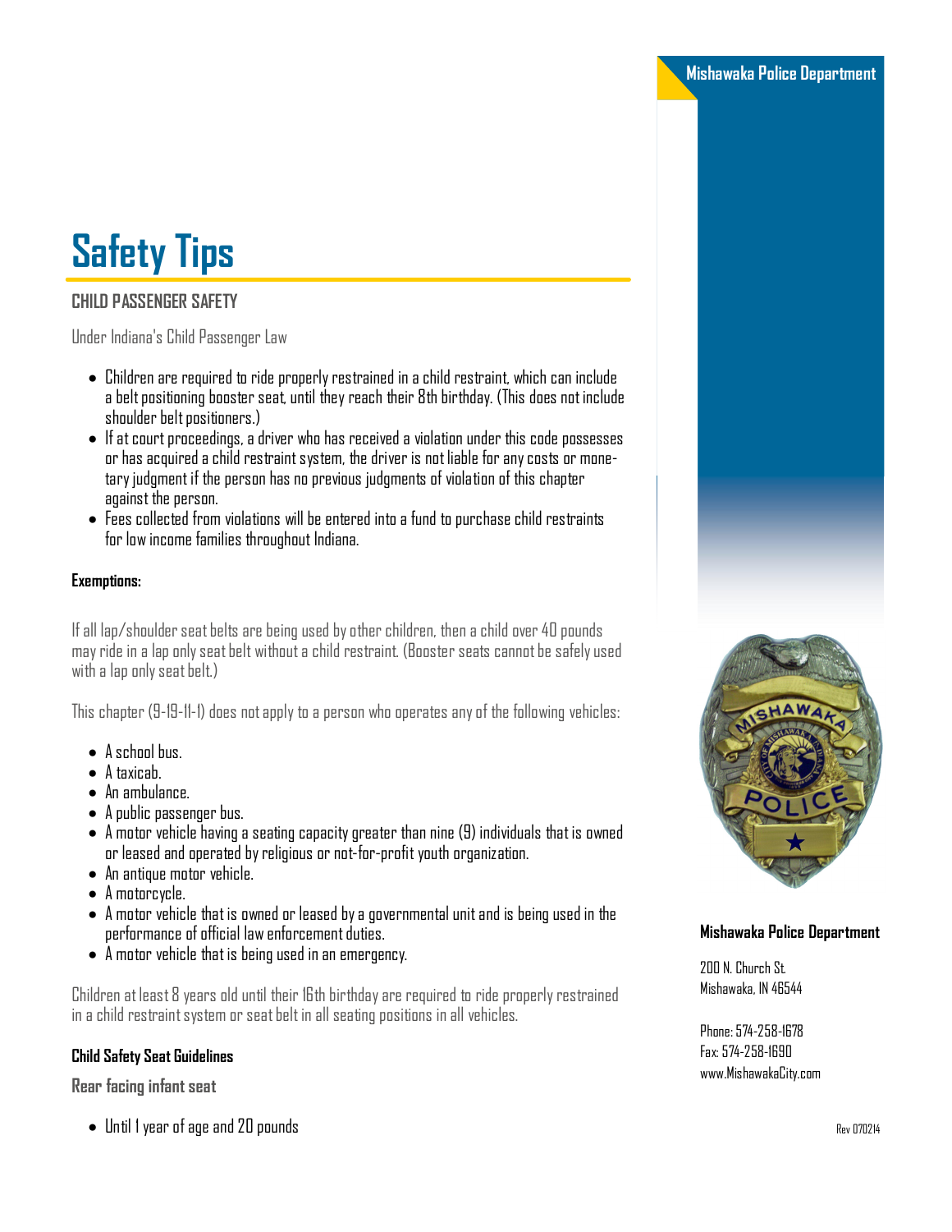# Safety Tips

## CHILD PASSENGER SAFETY

Under Indiana's Child Passenger Law

- Children are required to ride properly restrained in a child restraint, which can include a belt positioning booster seat, until they reach their 8th birthday. (This does not include shoulder belt positioners.)
- If at court proceedings, a driver who has received a violation under this code possesses or has acquired a child restraint system, the driver is not liable for any costs or monetary judgment if the person has no previous judgments of violation of this chapter against the person.
- Fees collected from violations will be entered into a fund to purchase child restraints for low income families throughout Indiana.

**Exemptions:**

If all lap/shoulder seat belts are being used by other children, then a child over 40 pounds may ride in a lap only seat belt without a child restraint. (Booster seats cannot be safely used with a lap only seat belt.)

This chapter (9-19-11-1) does not apply to a person who operates any of the following vehicles:

- A school bus.
- A taxicab.
- An ambulance.
- A public passenger bus.
- A motor vehicle having a seating capacity greater than nine (9) individuals that is owned or leased and operated by religious or not-for-profit youth organization.
- An antique motor vehicle.
- A motorcycle.
- A motor vehicle that is owned or leased by a governmental unit and is being used in the performance of official law enforcement duties.
- A motor vehicle that is being used in an emergency.

Children at least 8 years old until their 16th birthday are required to ride properly restrained in a child restraint system or seat belt in all seating positions in all vehicles.

**Child Safety Seat Guidelines**

**Rear facing infant seat**

- Until 1 year of age and 20 pounds

**Mishawaka Police Department**

200 N. Church St.
Mishawaka, IN 46544

Phone: 574-258-1678
Fax: 574-258-1690
www.MishawakaCity.com

Rev 070214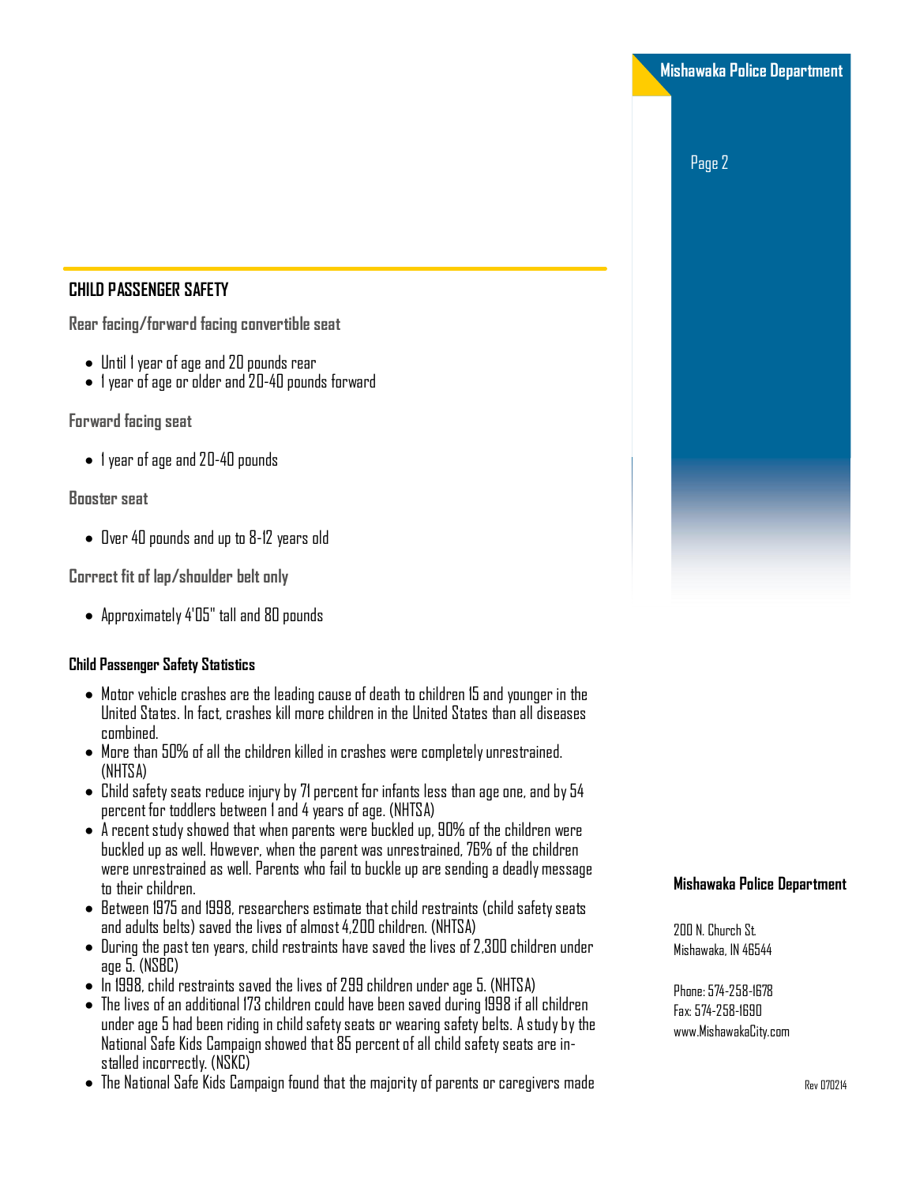## CHILD PASSENGER SAFETY

### Rear facing/forward facing convertible seat

- Until 1 year of age and 20 pounds rear
- 1 year of age or older and 20-40 pounds forward

### Forward facing seat

- 1 year of age and 20-40 pounds

### Booster seat

- Over 40 pounds and up to 8-12 years old

### Correct fit of lap/shoulder belt only

- Approximately 4'05" tall and 80 pounds

**Child Passenger Safety Statistics**

- Motor vehicle crashes are the leading cause of death to children 15 and younger in the United States. In fact, crashes kill more children in the United States than all diseases combined.
- More than 50% of all the children killed in crashes were completely unrestrained. (NHTSA)
- Child safety seats reduce injury by 71 percent for infants less than age one, and by 54 percent for toddlers between 1 and 4 years of age. (NHTSA)
- A recent study showed that when parents were buckled up, 90% of the children were buckled up as well. However, when the parent was unrestrained, 76% of the children were unrestrained as well. Parents who fail to buckle up are sending a deadly message to their children.
- Between 1975 and 1998, researchers estimate that child restraints (child safety seats and adults belts) saved the lives of almost 4,200 children. (NHTSA)
- During the past ten years, child restraints have saved the lives of 2,300 children under age 5. (NSBC)
- In 1998, child restraints saved the lives of 299 children under age 5. (NHTSA)
- The lives of an additional 173 children could have been saved during 1998 if all children under age 5 had been riding in child safety seats or wearing safety belts. A study by the National Safe Kids Campaign showed that 85 percent of all child safety seats are installed incorrectly. (NSKC)
- The National Safe Kids Campaign found that the majority of parents or caregivers made

**Mishawaka Police Department**

200 N. Church St.
Mishawaka, IN 46544

Phone: 574-258-1678
Fax: 574-258-1690
www.MishawakaCity.com

Rev 070214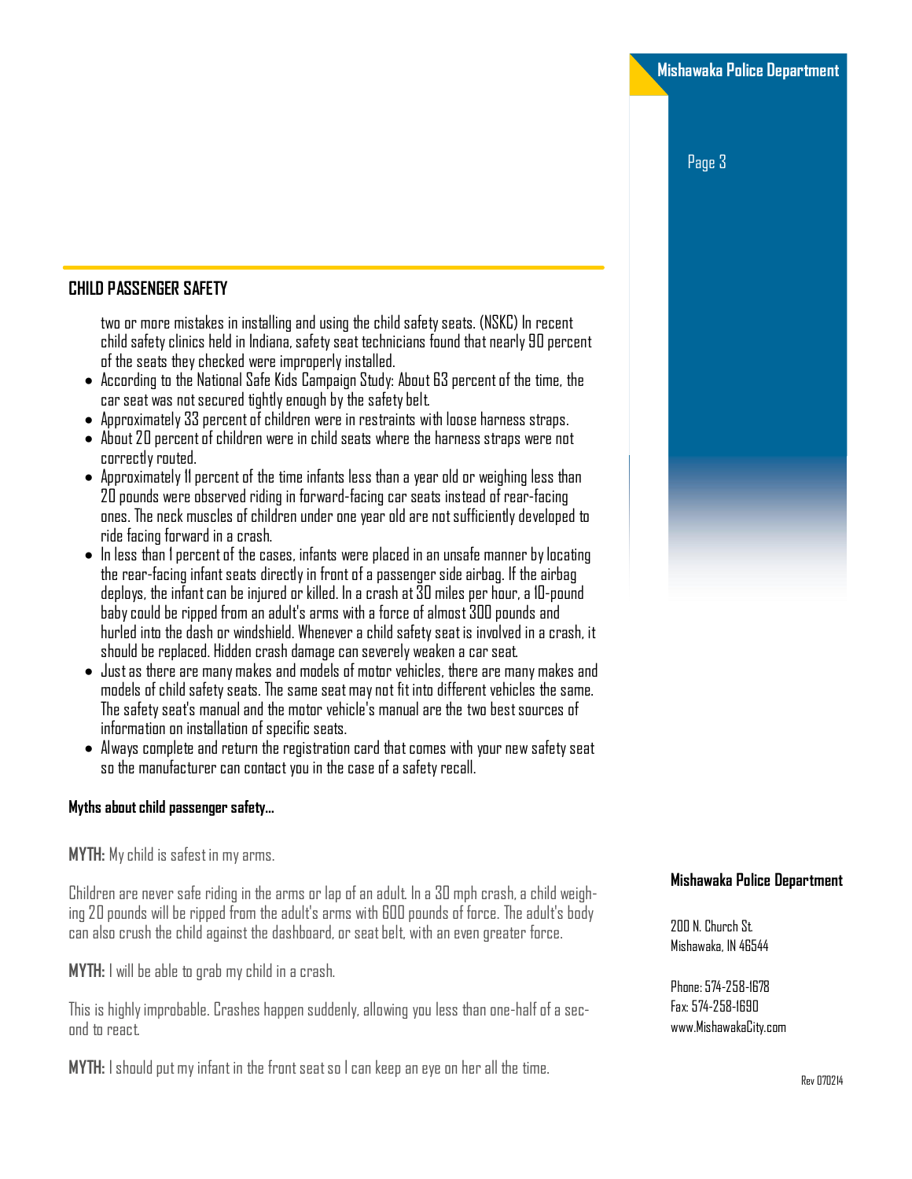## CHILD PASSENGER SAFETY

two or more mistakes in installing and using the child safety seats. (NSKC) In recent child safety clinics held in Indiana, safety seat technicians found that nearly 90 percent of the seats they checked were improperly installed.

- According to the National Safe Kids Campaign Study: About 63 percent of the time, the car seat was not secured tightly enough by the safety belt.
- Approximately 33 percent of children were in restraints with loose harness straps.
- About 20 percent of children were in child seats where the harness straps were not correctly routed.
- Approximately 11 percent of the time infants less than a year old or weighing less than 20 pounds were observed riding in forward-facing car seats instead of rear-facing ones. The neck muscles of children under one year old are not sufficiently developed to ride facing forward in a crash.
- In less than 1 percent of the cases, infants were placed in an unsafe manner by locating the rear-facing infant seats directly in front of a passenger side airbag. If the airbag deploys, the infant can be injured or killed. In a crash at 30 miles per hour, a 10-pound baby could be ripped from an adult's arms with a force of almost 300 pounds and hurled into the dash or windshield. Whenever a child safety seat is involved in a crash, it should be replaced. Hidden crash damage can severely weaken a car seat.
- Just as there are many makes and models of motor vehicles, there are many makes and models of child safety seats. The same seat may not fit into different vehicles the same. The safety seat's manual and the motor vehicle's manual are the two best sources of information on installation of specific seats.
- Always complete and return the registration card that comes with your new safety seat so the manufacturer can contact you in the case of a safety recall.

### Myths about child passenger safety...

**MYTH:** My child is safest in my arms.

Children are never safe riding in the arms or lap of an adult. In a 30 mph crash, a child weighing 20 pounds will be ripped from the adult's arms with 600 pounds of force. The adult's body can also crush the child against the dashboard, or seat belt, with an even greater force.

**MYTH:** I will be able to grab my child in a crash.

This is highly improbable. Crashes happen suddenly, allowing you less than one-half of a second to react.

**MYTH:** I should put my infant in the front seat so I can keep an eye on her all the time.

**Mishawaka Police Department**

200 N. Church St.
Mishawaka, IN 46544

Phone: 574-258-1678
Fax: 574-258-1690
www.MishawakaCity.com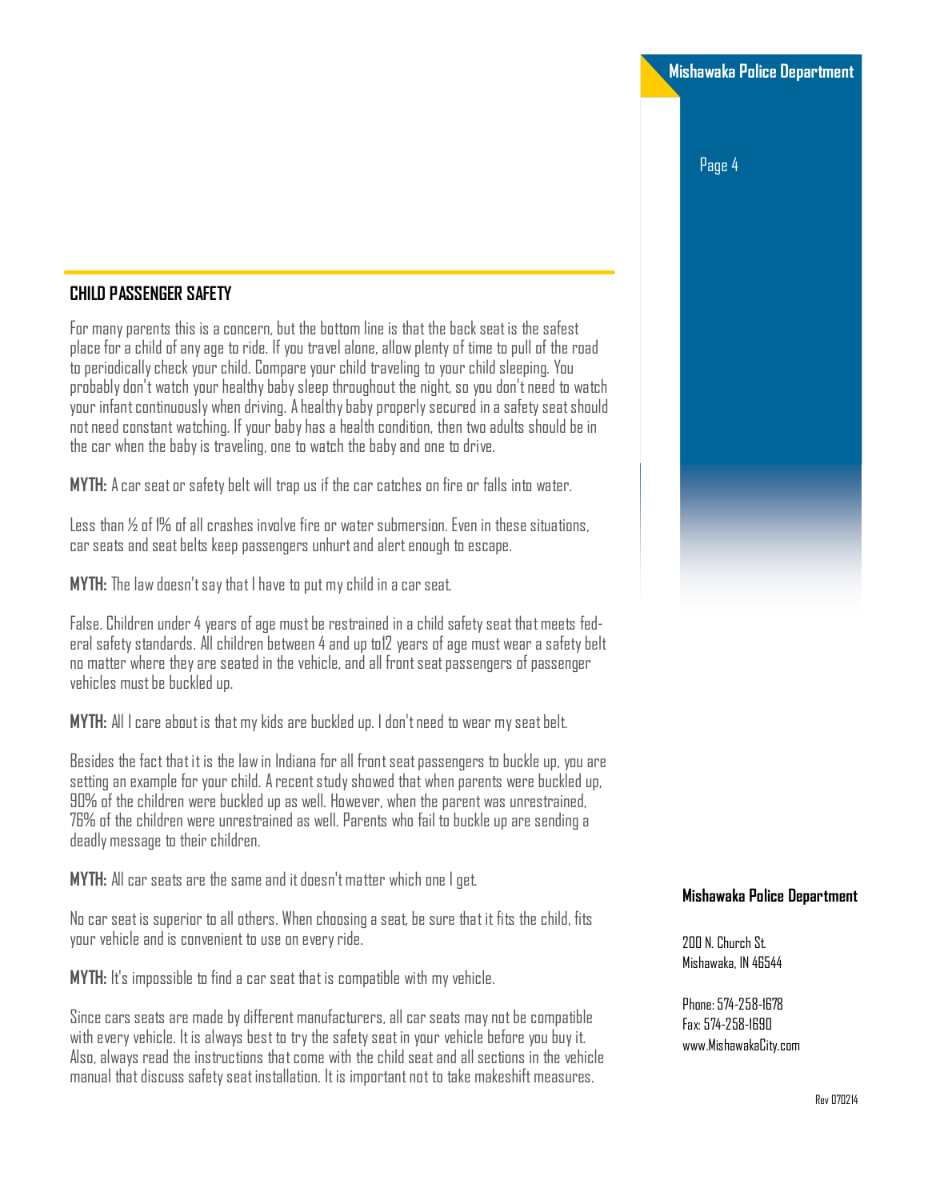## CHILD PASSENGER SAFETY

For many parents this is a concern, but the bottom line is that the back seat is the safest place for a child of any age to ride. If you travel alone, allow plenty of time to pull of the road to periodically check your child. Compare your child traveling to your child sleeping. You probably don't watch your healthy baby sleep throughout the night, so you don't need to watch your infant continuously when driving. A healthy baby properly secured in a safety seat should not need constant watching. If your baby has a health condition, then two adults should be in the car when the baby is traveling, one to watch the baby and one to drive.

**MYTH:** A car seat or safety belt will trap us if the car catches on fire or falls into water.

Less than ½ of 1% of all crashes involve fire or water submersion. Even in these situations, car seats and seat belts keep passengers unhurt and alert enough to escape.

**MYTH:** The law doesn't say that I have to put my child in a car seat.

False. Children under 4 years of age must be restrained in a child safety seat that meets federal safety standards. All children between 4 and up to12 years of age must wear a safety belt no matter where they are seated in the vehicle, and all front seat passengers of passenger vehicles must be buckled up.

**MYTH:** All I care about is that my kids are buckled up. I don't need to wear my seat belt.

Besides the fact that it is the law in Indiana for all front seat passengers to buckle up, you are setting an example for your child. A recent study showed that when parents were buckled up, 90% of the children were buckled up as well. However, when the parent was unrestrained, 76% of the children were unrestrained as well. Parents who fail to buckle up are sending a deadly message to their children.

**MYTH:** All car seats are the same and it doesn't matter which one I get.

No car seat is superior to all others. When choosing a seat, be sure that it fits the child, fits your vehicle and is convenient to use on every ride.

**MYTH:** It's impossible to find a car seat that is compatible with my vehicle.

Since cars seats are made by different manufacturers, all car seats may not be compatible with every vehicle. It is always best to try the safety seat in your vehicle before you buy it. Also, always read the instructions that come with the child seat and all sections in the vehicle manual that discuss safety seat installation. It is important not to take makeshift measures.

**Mishawaka Police Department**

200 N. Church St.
Mishawaka, IN 46544

Phone: 574-258-1678
Fax: 574-258-1690
www.MishawakaCity.com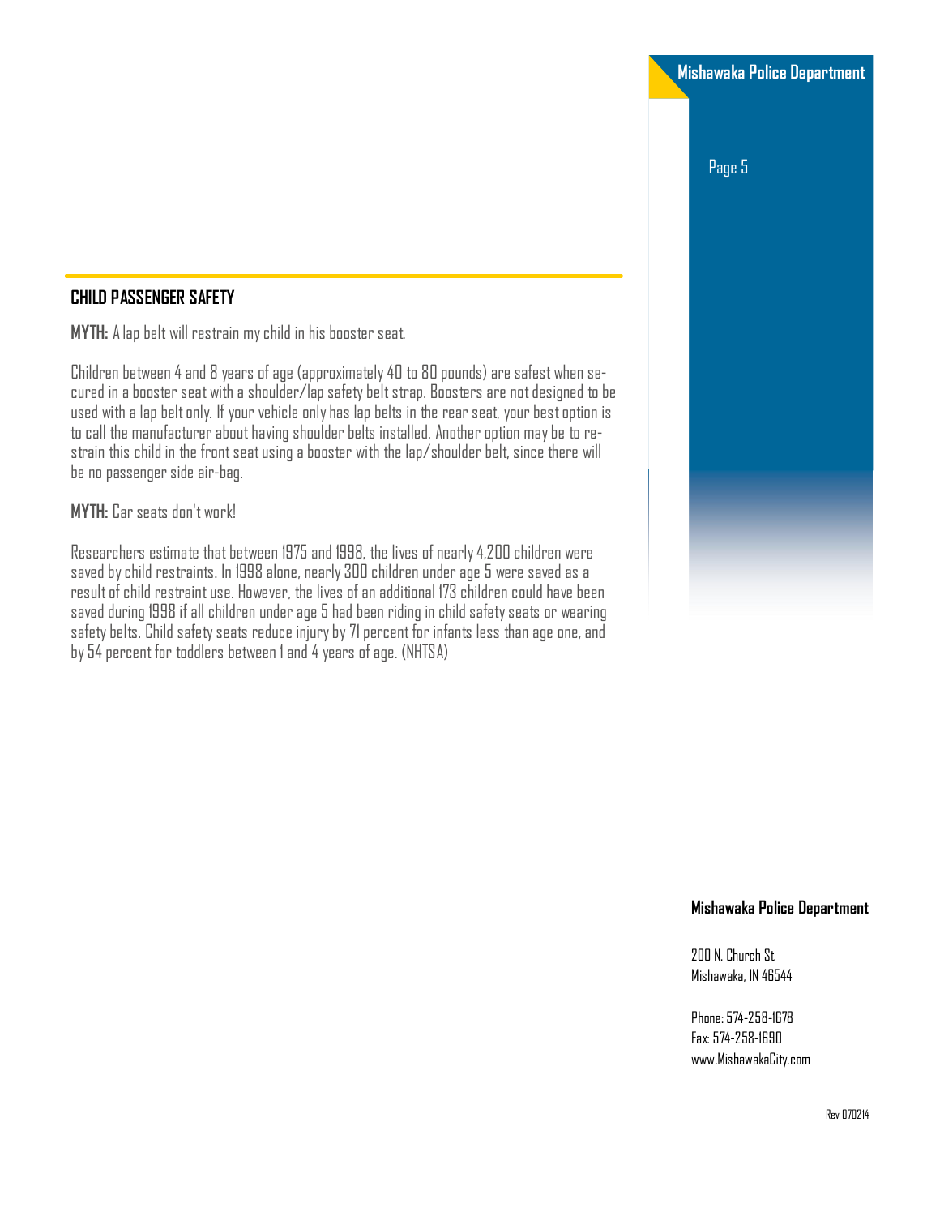## CHILD PASSENGER SAFETY

**MYTH:** A lap belt will restrain my child in his booster seat.

Children between 4 and 8 years of age (approximately 40 to 80 pounds) are safest when secured in a booster seat with a shoulder/lap safety belt strap. Boosters are not designed to be used with a lap belt only. If your vehicle only has lap belts in the rear seat, your best option is to call the manufacturer about having shoulder belts installed. Another option may be to restrain this child in the front seat using a booster with the lap/shoulder belt, since there will be no passenger side air-bag.

**MYTH:** Car seats don't work!

Researchers estimate that between 1975 and 1998, the lives of nearly 4,200 children were saved by child restraints. In 1998 alone, nearly 300 children under age 5 were saved as a result of child restraint use. However, the lives of an additional 173 children could have been saved during 1998 if all children under age 5 had been riding in child safety seats or wearing safety belts. Child safety seats reduce injury by 71 percent for infants less than age one, and by 54 percent for toddlers between 1 and 4 years of age. (NHTSA)

**Mishawaka Police Department**

200 N. Church St.
Mishawaka, IN 46544

Phone: 574-258-1678
Fax: 574-258-1690
www.MishawakaCity.com

Rev 070214